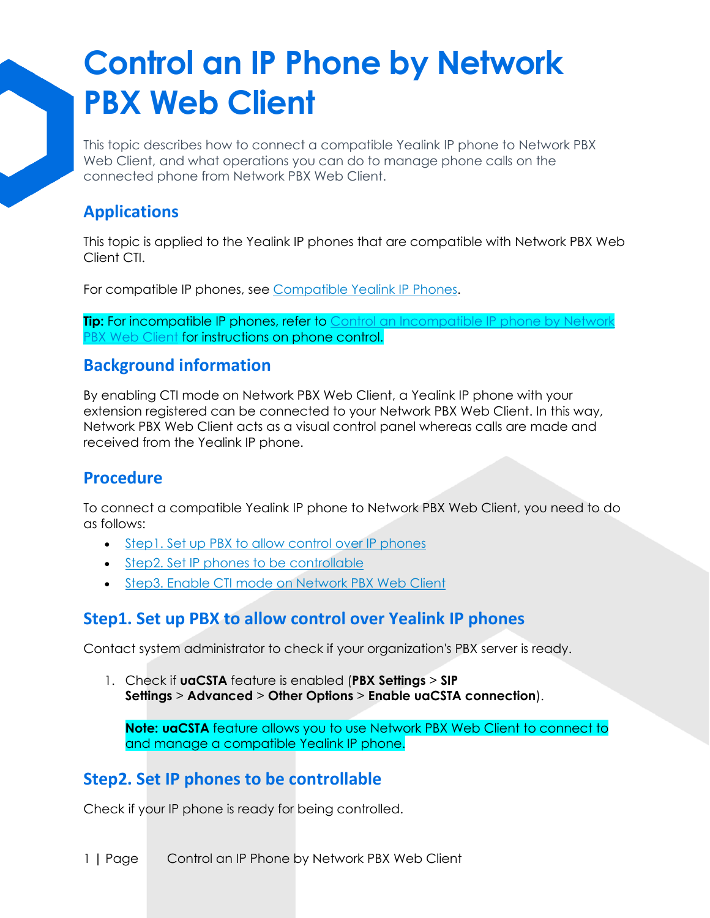# Control an IP Phone by Network PBX Web Client

This topic describes how to connect a compatible Yealink IP phone to Network PBX Web Client, and what operations you can do to manage phone calls on the connected phone from Network PBX Web Client.

## Applications

This topic is applied to the Yealink IP phones that are compatible with Network PBX Web Client CTI.

For compatible IP phones, see Compatible Yealink IP Phones.

**Tip:** For incompatible IP phones, refer to Control an Incompatible IP phone by Network PBX Web Client for instructions on phone control.

## Background information

By enabling CTI mode on Network PBX Web Client, a Yealink IP phone with your extension registered can be connected to your Network PBX Web Client. In this way, Network PBX Web Client acts as a visual control panel whereas calls are made and received from the Yealink IP phone.

## Procedure

To connect a compatible Yealink IP phone to Network PBX Web Client, you need to do as follows:

- Step1. Set up PBX to allow control over IP phones
- Step2. Set IP phones to be controllable
- Step3. Enable CTI mode on Network PBX Web Client

## Step1. Set up PBX to allow control over Yealink IP phones

Contact system administrator to check if your organization's PBX server is ready.

1. Check if **uaCSTA** feature is enabled (**PBX Settings** > **SIP Settings** > **Advanced** > **Other Options** > **Enable uaCSTA connection**).

   **Note: uaCSTA** feature allows you to use Network PBX Web Client to connect to and manage a compatible Yealink IP phone.

## Step2. Set IP phones to be controllable

Check if your IP phone is ready for being controlled.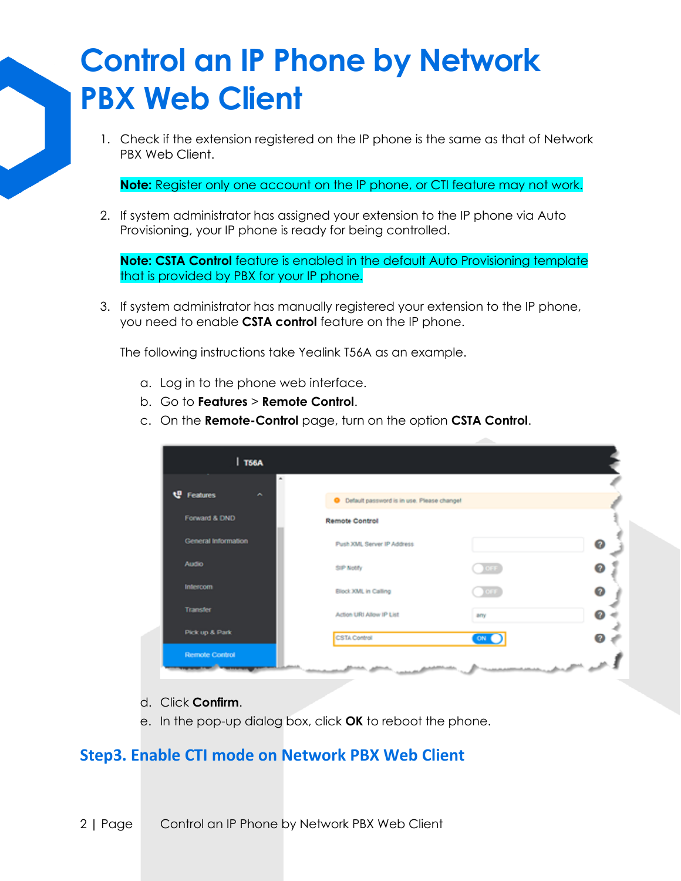# Control an IP Phone by Network PBX Web Client

1. Check if the extension registered on the IP phone is the same as that of Network PBX Web Client.

   **Note:** Register only one account on the IP phone, or CTI feature may not work.

2. If system administrator has assigned your extension to the IP phone via Auto Provisioning, your IP phone is ready for being controlled.

   **Note: CSTA Control** feature is enabled in the default Auto Provisioning template that is provided by PBX for your IP phone.

3. If system administrator has manually registered your extension to the IP phone, you need to enable **CSTA control** feature on the IP phone.

   The following instructions take Yealink T56A as an example.

   a. Log in to the phone web interface.
   b. Go to **Features** > **Remote Control**.
   c. On the **Remote-Control** page, turn on the option **CSTA Control**.
   d. Click **Confirm**.
   e. In the pop-up dialog box, click **OK** to reboot the phone.

## Step3. Enable CTI mode on Network PBX Web Client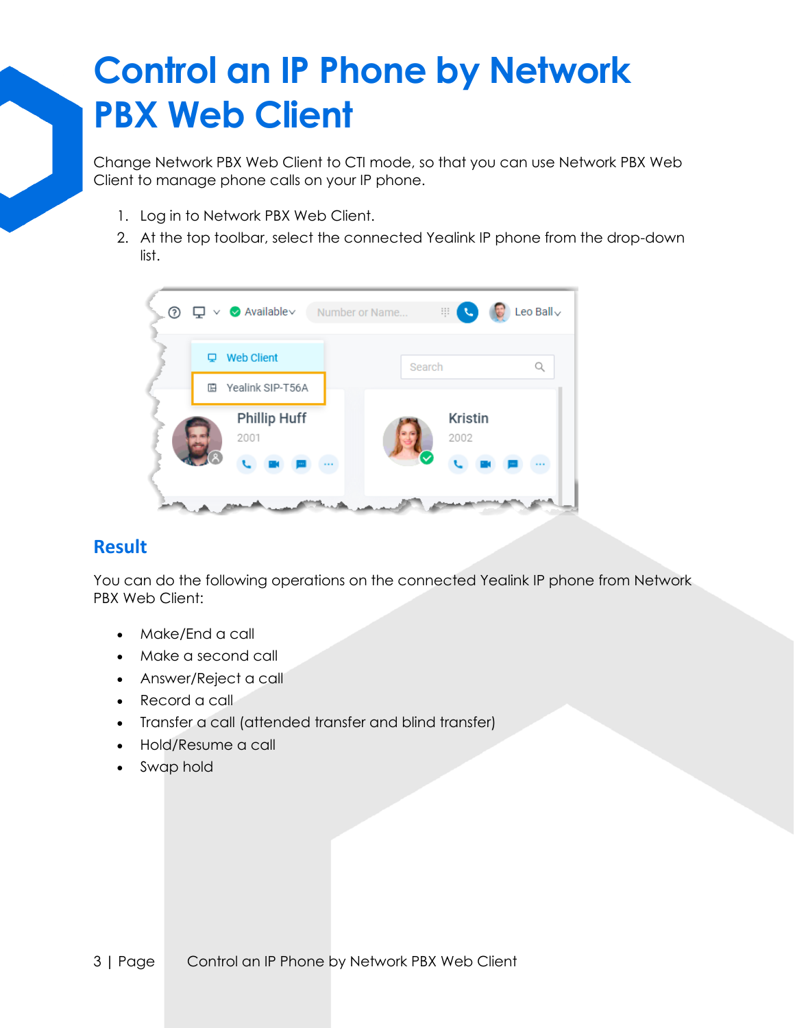# Control an IP Phone by Network PBX Web Client

Change Network PBX Web Client to CTI mode, so that you can use Network PBX Web Client to manage phone calls on your IP phone.

1. Log in to Network PBX Web Client.
2. At the top toolbar, select the connected Yealink IP phone from the drop-down list.

## Result

You can do the following operations on the connected Yealink IP phone from Network PBX Web Client:

- Make/End a call
- Make a second call
- Answer/Reject a call
- Record a call
- Transfer a call (attended transfer and blind transfer)
- Hold/Resume a call
- Swap hold